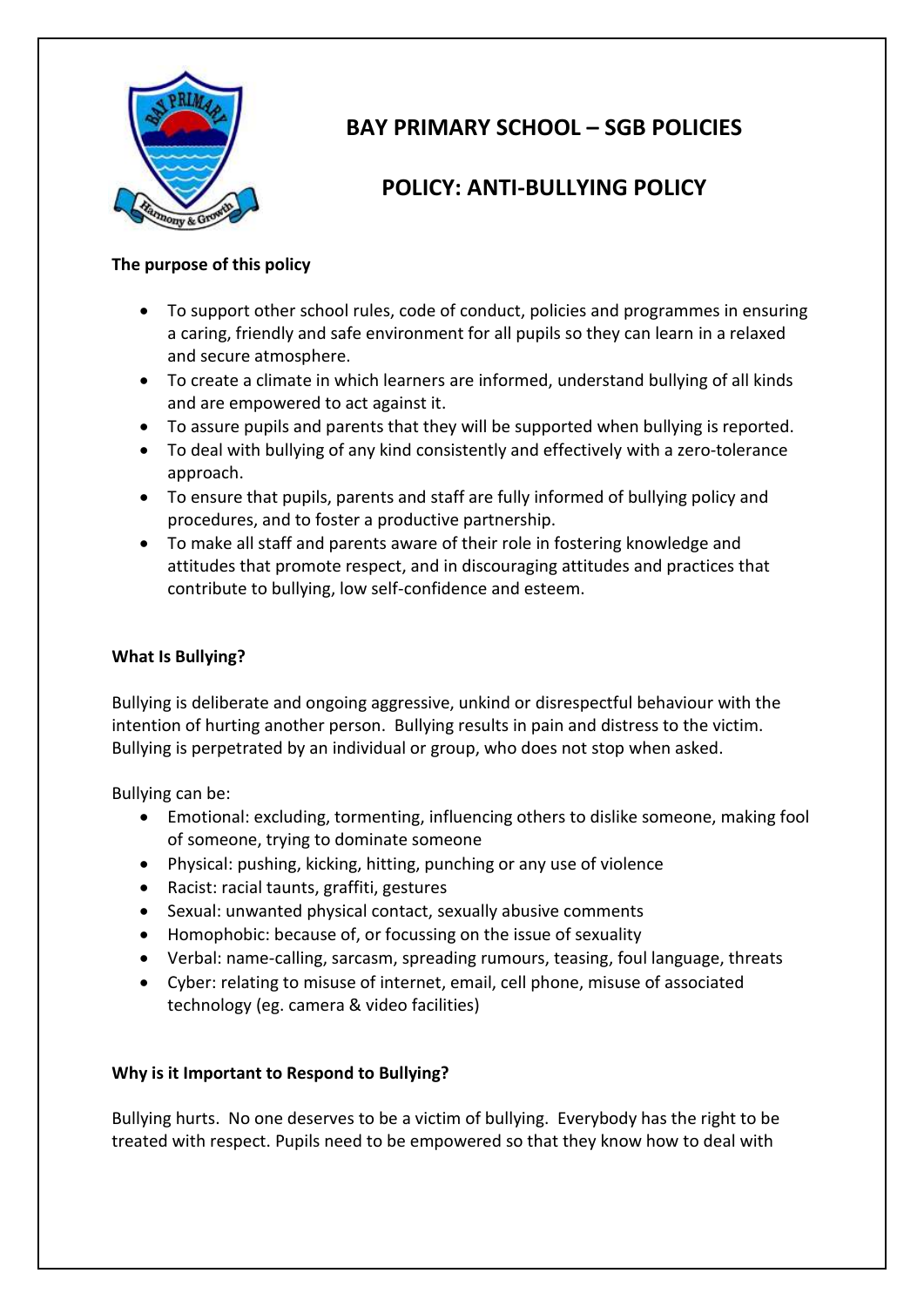# BAY PRIMARY SCHOOL – SGB POLICIES

## POLICY: ANTI-BULLYING POLICY

**The purpose of this policy**

- To support other school rules, code of conduct, policies and programmes in ensuring a caring, friendly and safe environment for all pupils so they can learn in a relaxed and secure atmosphere.
- To create a climate in which learners are informed, understand bullying of all kinds and are empowered to act against it.
- To assure pupils and parents that they will be supported when bullying is reported.
- To deal with bullying of any kind consistently and effectively with a zero-tolerance approach.
- To ensure that pupils, parents and staff are fully informed of bullying policy and procedures, and to foster a productive partnership.
- To make all staff and parents aware of their role in fostering knowledge and attitudes that promote respect, and in discouraging attitudes and practices that contribute to bullying, low self-confidence and esteem.

**What Is Bullying?**

Bullying is deliberate and ongoing aggressive, unkind or disrespectful behaviour with the intention of hurting another person. Bullying results in pain and distress to the victim. Bullying is perpetrated by an individual or group, who does not stop when asked.

Bullying can be:

- Emotional: excluding, tormenting, influencing others to dislike someone, making fool of someone, trying to dominate someone
- Physical: pushing, kicking, hitting, punching or any use of violence
- Racist: racial taunts, graffiti, gestures
- Sexual: unwanted physical contact, sexually abusive comments
- Homophobic: because of, or focussing on the issue of sexuality
- Verbal: name-calling, sarcasm, spreading rumours, teasing, foul language, threats
- Cyber: relating to misuse of internet, email, cell phone, misuse of associated technology (eg. camera & video facilities)

**Why is it Important to Respond to Bullying?**

Bullying hurts. No one deserves to be a victim of bullying. Everybody has the right to be treated with respect. Pupils need to be empowered so that they know how to deal with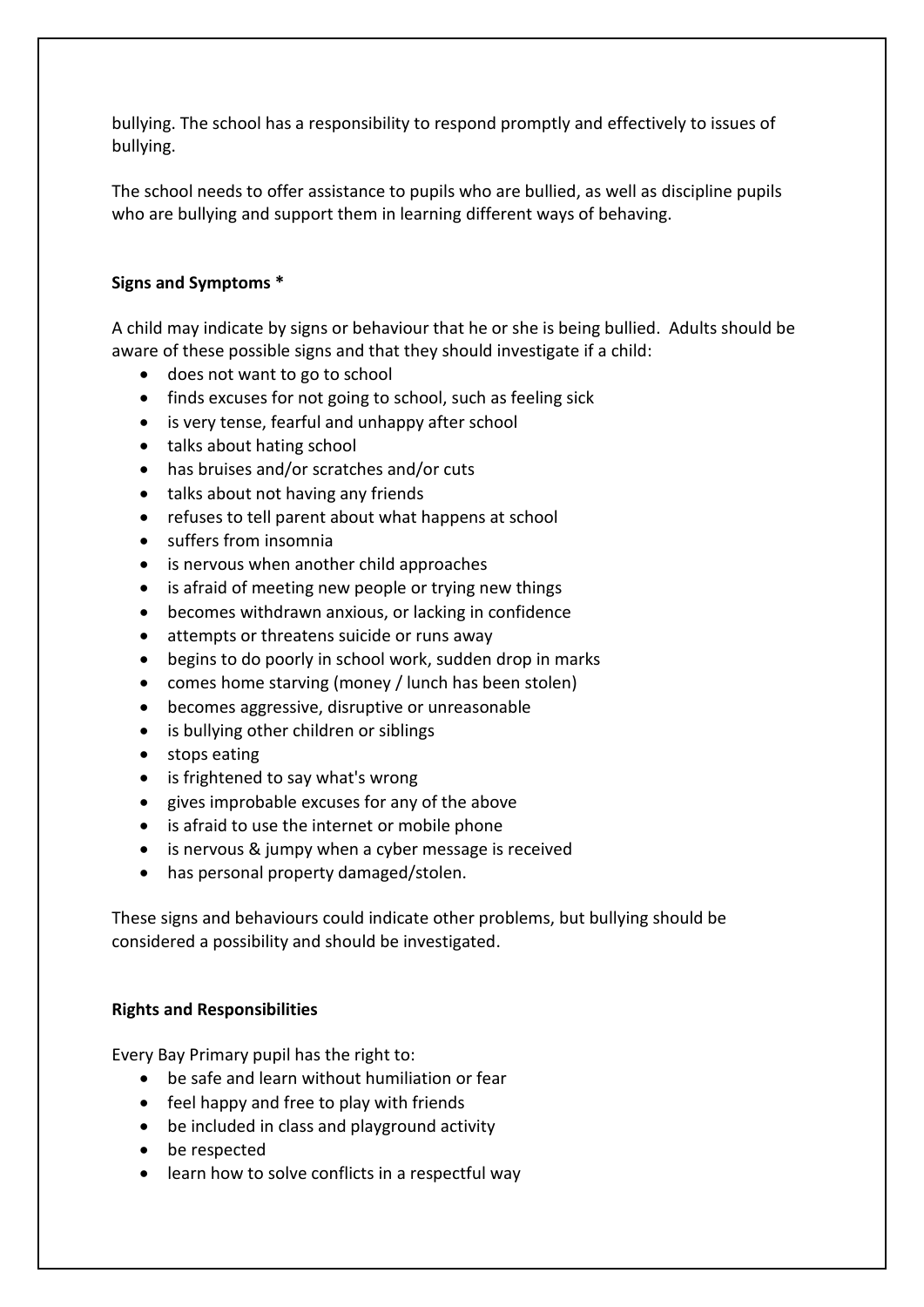bullying. The school has a responsibility to respond promptly and effectively to issues of bullying.

The school needs to offer assistance to pupils who are bullied, as well as discipline pupils who are bullying and support them in learning different ways of behaving.

**Signs and Symptoms ***

A child may indicate by signs or behaviour that he or she is being bullied. Adults should be aware of these possible signs and that they should investigate if a child:

- does not want to go to school
- finds excuses for not going to school, such as feeling sick
- is very tense, fearful and unhappy after school
- talks about hating school
- has bruises and/or scratches and/or cuts
- talks about not having any friends
- refuses to tell parent about what happens at school
- suffers from insomnia
- is nervous when another child approaches
- is afraid of meeting new people or trying new things
- becomes withdrawn anxious, or lacking in confidence
- attempts or threatens suicide or runs away
- begins to do poorly in school work, sudden drop in marks
- comes home starving (money / lunch has been stolen)
- becomes aggressive, disruptive or unreasonable
- is bullying other children or siblings
- stops eating
- is frightened to say what's wrong
- gives improbable excuses for any of the above
- is afraid to use the internet or mobile phone
- is nervous & jumpy when a cyber message is received
- has personal property damaged/stolen.

These signs and behaviours could indicate other problems, but bullying should be considered a possibility and should be investigated.

**Rights and Responsibilities**

Every Bay Primary pupil has the right to:

- be safe and learn without humiliation or fear
- feel happy and free to play with friends
- be included in class and playground activity
- be respected
- learn how to solve conflicts in a respectful way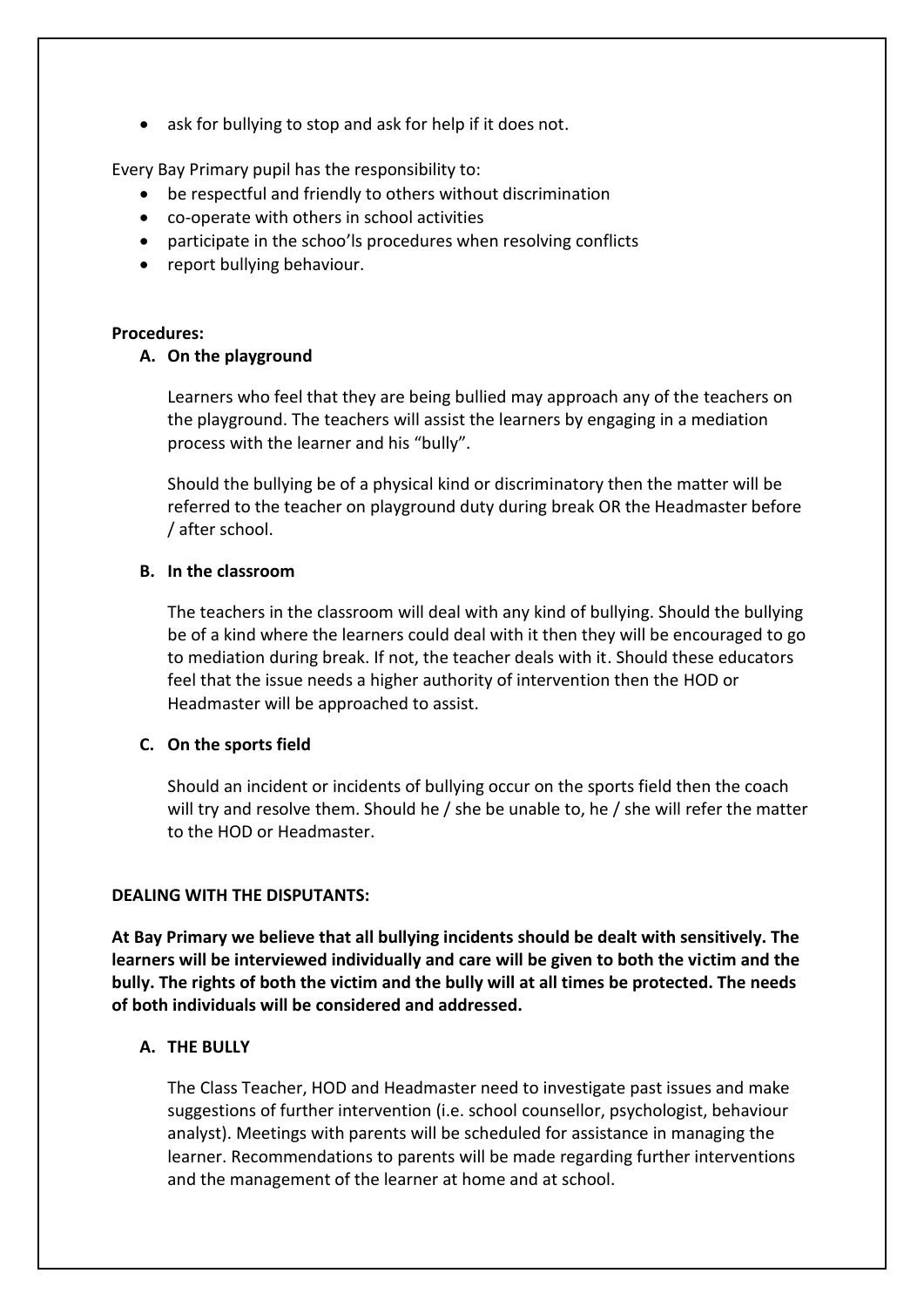- ask for bullying to stop and ask for help if it does not.

Every Bay Primary pupil has the responsibility to:

- be respectful and friendly to others without discrimination
- co-operate with others in school activities
- participate in the schoo'ls procedures when resolving conflicts
- report bullying behaviour.

**Procedures:**

**A. On the playground**

Learners who feel that they are being bullied may approach any of the teachers on the playground. The teachers will assist the learners by engaging in a mediation process with the learner and his "bully".

Should the bullying be of a physical kind or discriminatory then the matter will be referred to the teacher on playground duty during break OR the Headmaster before / after school.

**B. In the classroom**

The teachers in the classroom will deal with any kind of bullying. Should the bullying be of a kind where the learners could deal with it then they will be encouraged to go to mediation during break. If not, the teacher deals with it. Should these educators feel that the issue needs a higher authority of intervention then the HOD or Headmaster will be approached to assist.

**C. On the sports field**

Should an incident or incidents of bullying occur on the sports field then the coach will try and resolve them. Should he / she be unable to, he / she will refer the matter to the HOD or Headmaster.

**DEALING WITH THE DISPUTANTS:**

**At Bay Primary we believe that all bullying incidents should be dealt with sensitively. The learners will be interviewed individually and care will be given to both the victim and the bully. The rights of both the victim and the bully will at all times be protected. The needs of both individuals will be considered and addressed.**

**A. THE BULLY**

The Class Teacher, HOD and Headmaster need to investigate past issues and make suggestions of further intervention (i.e. school counsellor, psychologist, behaviour analyst). Meetings with parents will be scheduled for assistance in managing the learner. Recommendations to parents will be made regarding further interventions and the management of the learner at home and at school.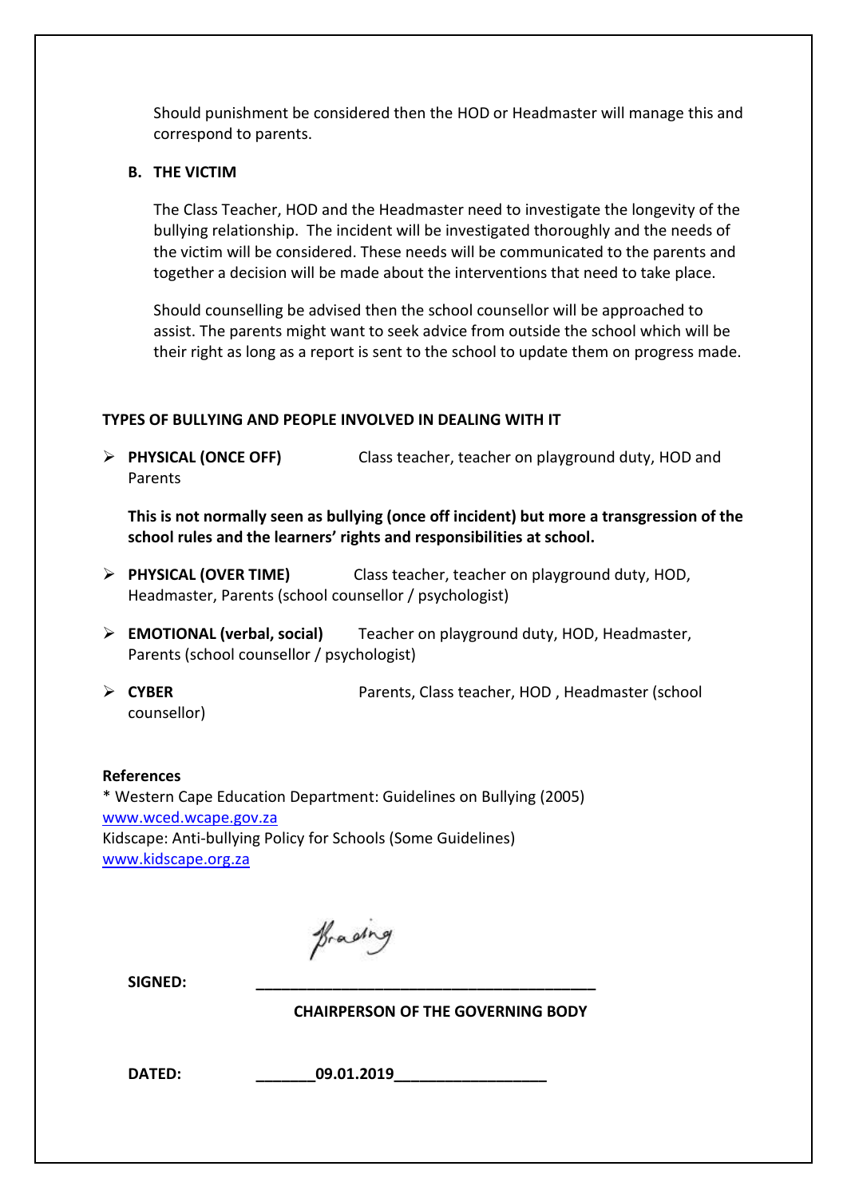Should punishment be considered then the HOD or Headmaster will manage this and correspond to parents.

### B. THE VICTIM

The Class Teacher, HOD and the Headmaster need to investigate the longevity of the bullying relationship. The incident will be investigated thoroughly and the needs of the victim will be considered. These needs will be communicated to the parents and together a decision will be made about the interventions that need to take place.

Should counselling be advised then the school counsellor will be approached to assist. The parents might want to seek advice from outside the school which will be their right as long as a report is sent to the school to update them on progress made.

## TYPES OF BULLYING AND PEOPLE INVOLVED IN DEALING WITH IT

- **PHYSICAL (ONCE OFF)** Class teacher, teacher on playground duty, HOD and Parents

  **This is not normally seen as bullying (once off incident) but more a transgression of the school rules and the learners' rights and responsibilities at school.**

- **PHYSICAL (OVER TIME)** Class teacher, teacher on playground duty, HOD, Headmaster, Parents (school counsellor / psychologist)
- **EMOTIONAL (verbal, social)** Teacher on playground duty, HOD, Headmaster, Parents (school counsellor / psychologist)
- **CYBER** Parents, Class teacher, HOD , Headmaster (school counsellor)

**References**

* Western Cape Education Department: Guidelines on Bullying (2005)
www.wced.wcape.gov.za
Kidscape: Anti-bullying Policy for Schools (Some Guidelines)
www.kidscape.org.za

**SIGNED:** _______________________________________

**CHAIRPERSON OF THE GOVERNING BODY**

**DATED:** _______09.01.2019_________________